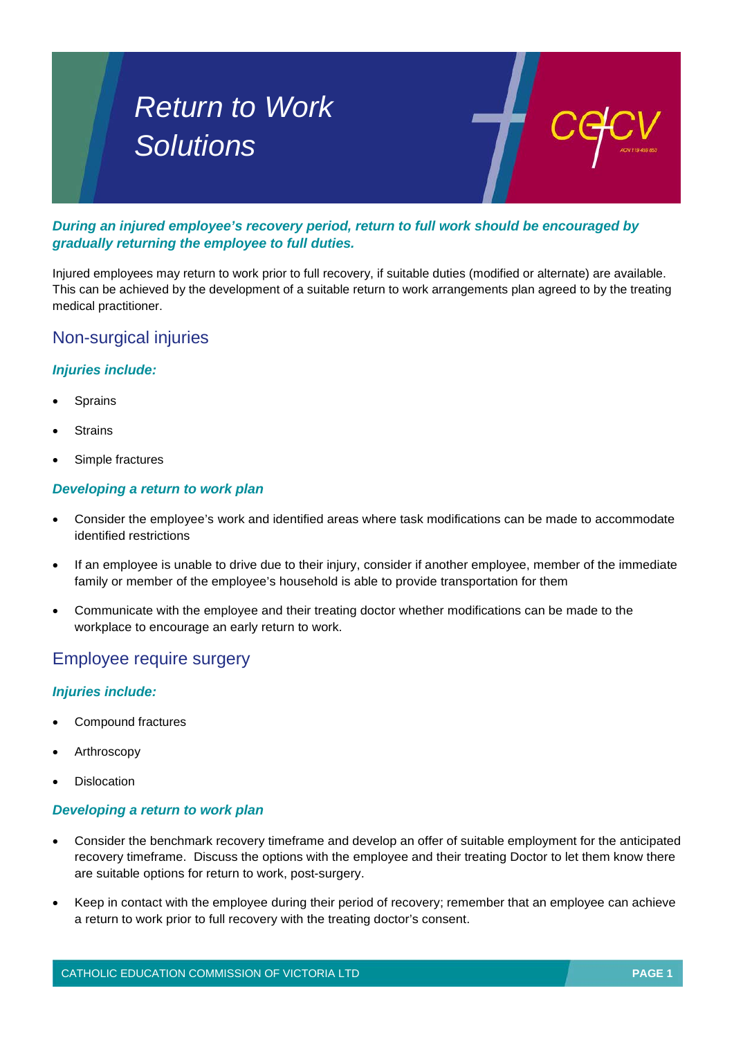# Return to Work Solutions

***During an injured employee's recovery period, return to full work should be encouraged by gradually returning the employee to full duties.***

Injured employees may return to work prior to full recovery, if suitable duties (modified or alternate) are available. This can be achieved by the development of a suitable return to work arrangements plan agreed to by the treating medical practitioner.

## Non-surgical injuries

### *Injuries include:*

- Sprains
- Strains
- Simple fractures

### *Developing a return to work plan*

- Consider the employee's work and identified areas where task modifications can be made to accommodate identified restrictions
- If an employee is unable to drive due to their injury, consider if another employee, member of the immediate family or member of the employee's household is able to provide transportation for them
- Communicate with the employee and their treating doctor whether modifications can be made to the workplace to encourage an early return to work.

## Employee require surgery

### *Injuries include:*

- Compound fractures
- Arthroscopy
- Dislocation

### *Developing a return to work plan*

- Consider the benchmark recovery timeframe and develop an offer of suitable employment for the anticipated recovery timeframe. Discuss the options with the employee and their treating Doctor to let them know there are suitable options for return to work, post-surgery.
- Keep in contact with the employee during their period of recovery; remember that an employee can achieve a return to work prior to full recovery with the treating doctor's consent.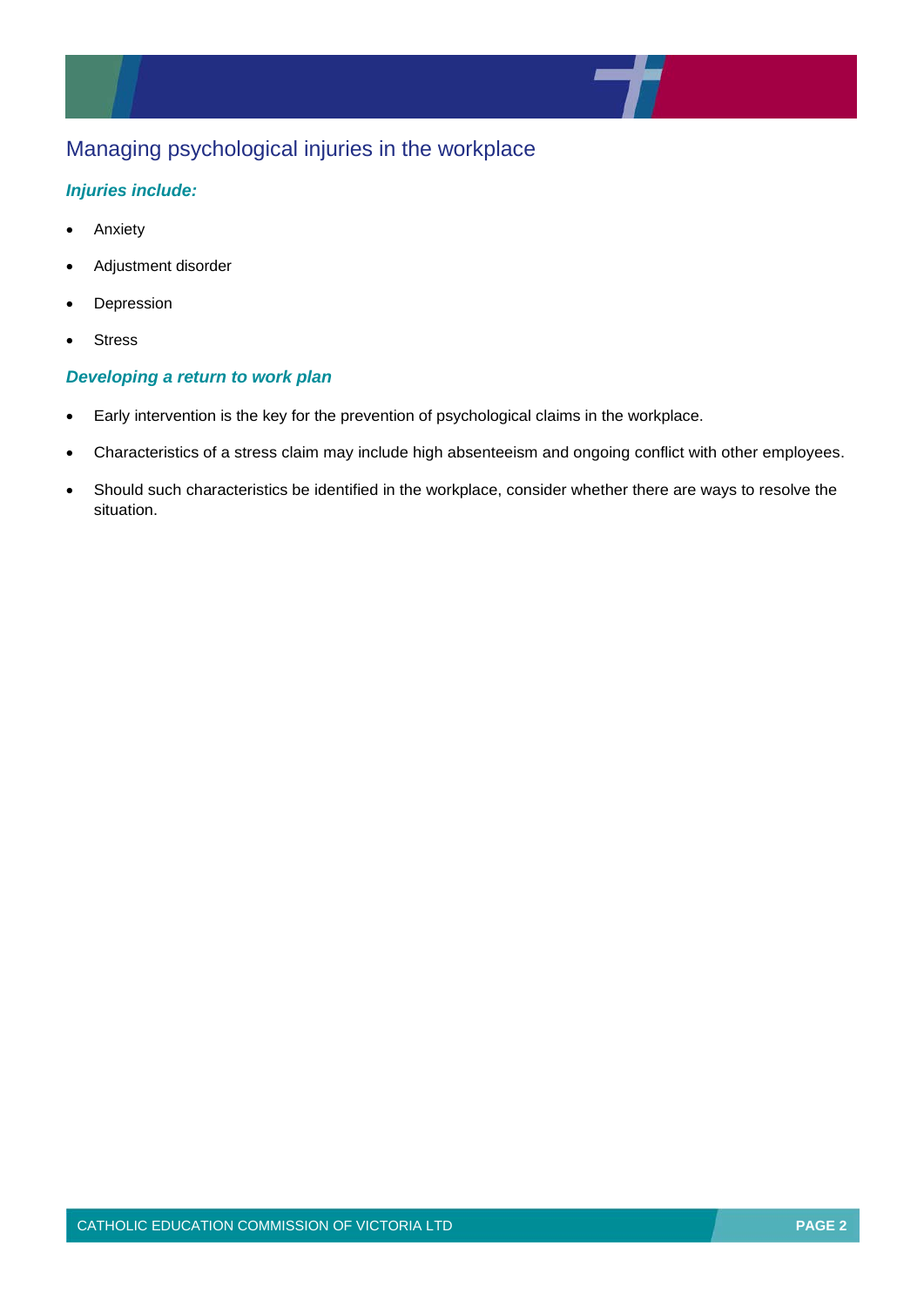## Managing psychological injuries in the workplace

### *Injuries include:*

- Anxiety
- Adjustment disorder
- Depression
- Stress

### *Developing a return to work plan*

- Early intervention is the key for the prevention of psychological claims in the workplace.
- Characteristics of a stress claim may include high absenteeism and ongoing conflict with other employees.
- Should such characteristics be identified in the workplace, consider whether there are ways to resolve the situation.